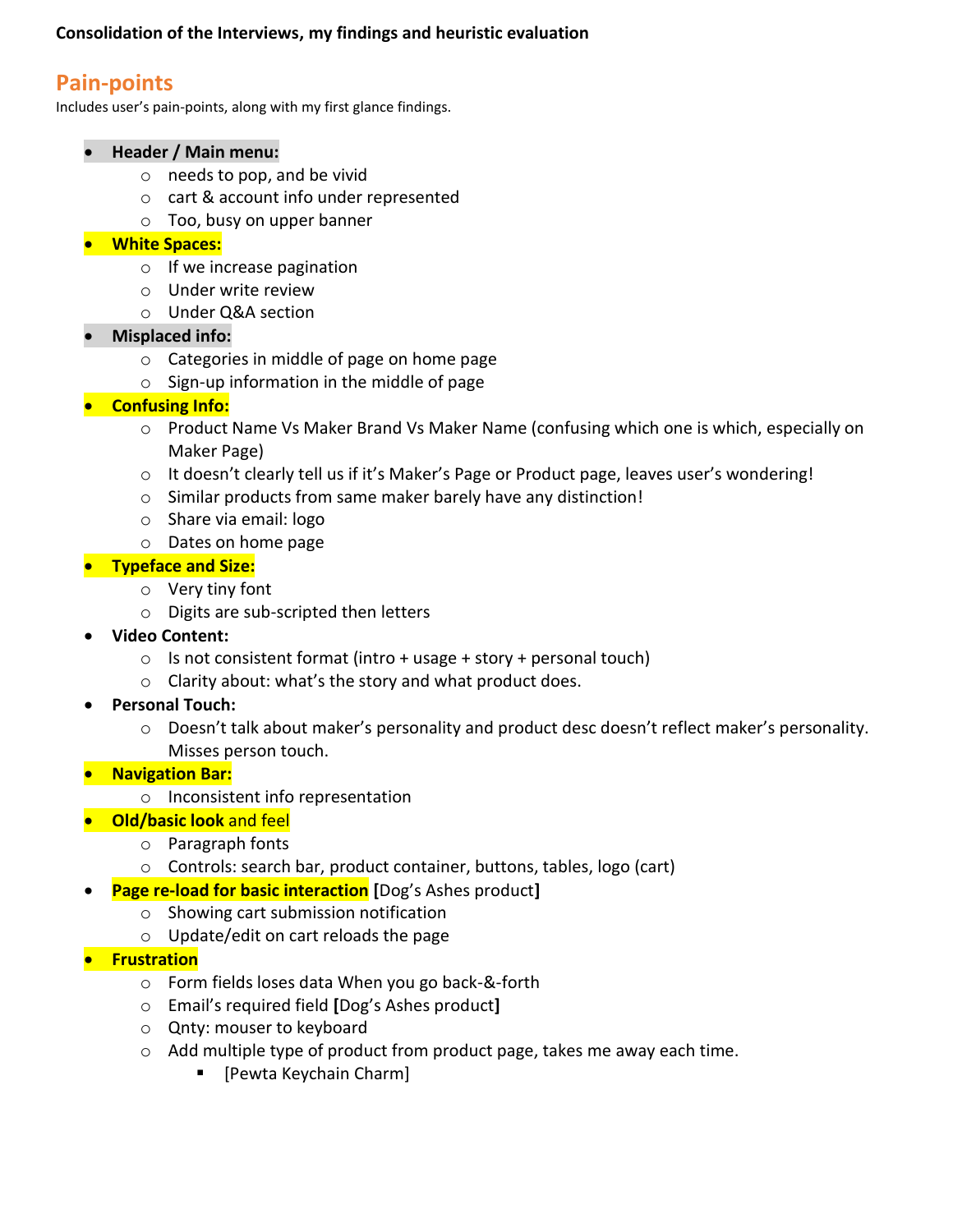**Consolidation of the Interviews, my findings and heuristic evaluation**

## Pain-points

Includes user's pain-points, along with my first glance findings.

- **Header / Main menu:**
  - needs to pop, and be vivid
  - cart & account info under represented
  - Too, busy on upper banner
- **White Spaces:**
  - If we increase pagination
  - Under write review
  - Under Q&A section
- **Misplaced info:**
  - Categories in middle of page on home page
  - Sign-up information in the middle of page
- **Confusing Info:**
  - Product Name Vs Maker Brand Vs Maker Name (confusing which one is which, especially on Maker Page)
  - It doesn't clearly tell us if it's Maker's Page or Product page, leaves user's wondering!
  - Similar products from same maker barely have any distinction!
  - Share via email: logo
  - Dates on home page
- **Typeface and Size:**
  - Very tiny font
  - Digits are sub-scripted then letters
- **Video Content:**
  - Is not consistent format (intro + usage + story + personal touch)
  - Clarity about: what's the story and what product does.
- **Personal Touch:**
  - Doesn't talk about maker's personality and product desc doesn't reflect maker's personality. Misses person touch.
- **Navigation Bar:**
  - Inconsistent info representation
- **Old/basic look** and feel
  - Paragraph fonts
  - Controls: search bar, product container, buttons, tables, logo (cart)
- **Page re-load for basic interaction** **[**Dog's Ashes product**]**
  - Showing cart submission notification
  - Update/edit on cart reloads the page
- **Frustration**
  - Form fields loses data When you go back-&-forth
  - Email's required field **[**Dog's Ashes product**]**
  - Qnty: mouser to keyboard
  - Add multiple type of product from product page, takes me away each time.
    - [Pewta Keychain Charm]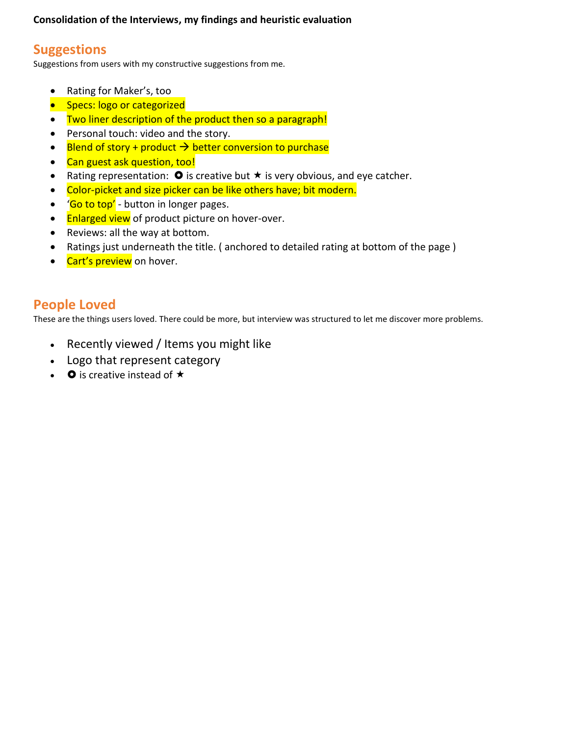**Consolidation of the Interviews, my findings and heuristic evaluation**

## Suggestions

Suggestions from users with my constructive suggestions from me.

- Rating for Maker's, too
- Specs: logo or categorized
- Two liner description of the product then so a paragraph!
- Personal touch: video and the story.
- Blend of story + product → better conversion to purchase
- Can guest ask question, too!
- Rating representation: ⭘ is creative but ★ is very obvious, and eye catcher.
- Color-picket and size picker can be like others have; bit modern.
- 'Go to top' - button in longer pages.
- Enlarged view of product picture on hover-over.
- Reviews: all the way at bottom.
- Ratings just underneath the title. ( anchored to detailed rating at bottom of the page )
- Cart's preview on hover.

## People Loved

These are the things users loved. There could be more, but interview was structured to let me discover more problems.

- Recently viewed / Items you might like
- Logo that represent category
- ⭘ is creative instead of ★